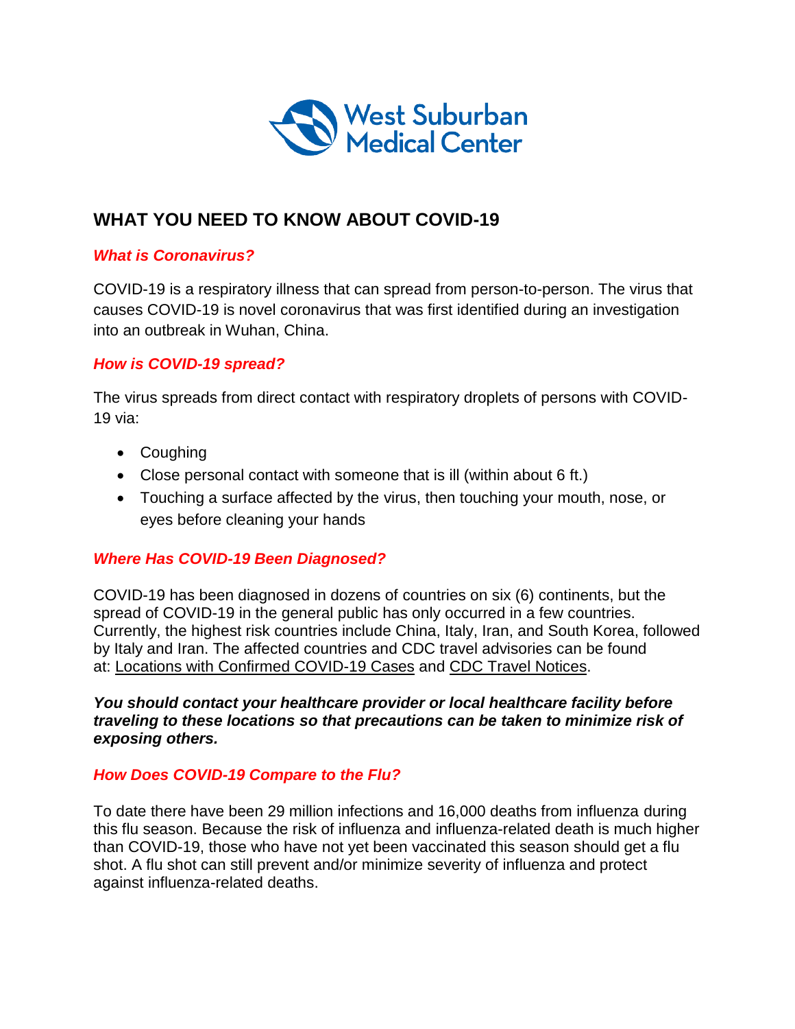West Suburban Medical Center

# WHAT YOU NEED TO KNOW ABOUT COVID-19

## *What is Coronavirus?*

COVID-19 is a respiratory illness that can spread from person-to-person. The virus that causes COVID-19 is novel coronavirus that was first identified during an investigation into an outbreak in Wuhan, China.

## *How is COVID-19 spread?*

The virus spreads from direct contact with respiratory droplets of persons with COVID-19 via:

- Coughing
- Close personal contact with someone that is ill (within about 6 ft.)
- Touching a surface affected by the virus, then touching your mouth, nose, or eyes before cleaning your hands

## *Where Has COVID-19 Been Diagnosed?*

COVID-19 has been diagnosed in dozens of countries on six (6) continents, but the spread of COVID-19 in the general public has only occurred in a few countries. Currently, the highest risk countries include China, Italy, Iran, and South Korea, followed by Italy and Iran. The affected countries and CDC travel advisories can be found at: Locations with Confirmed COVID-19 Cases and CDC Travel Notices.

***You should contact your healthcare provider or local healthcare facility before traveling to these locations so that precautions can be taken to minimize risk of exposing others.***

## *How Does COVID-19 Compare to the Flu?*

To date there have been 29 million infections and 16,000 deaths from influenza during this flu season. Because the risk of influenza and influenza-related death is much higher than COVID-19, those who have not yet been vaccinated this season should get a flu shot. A flu shot can still prevent and/or minimize severity of influenza and protect against influenza-related deaths.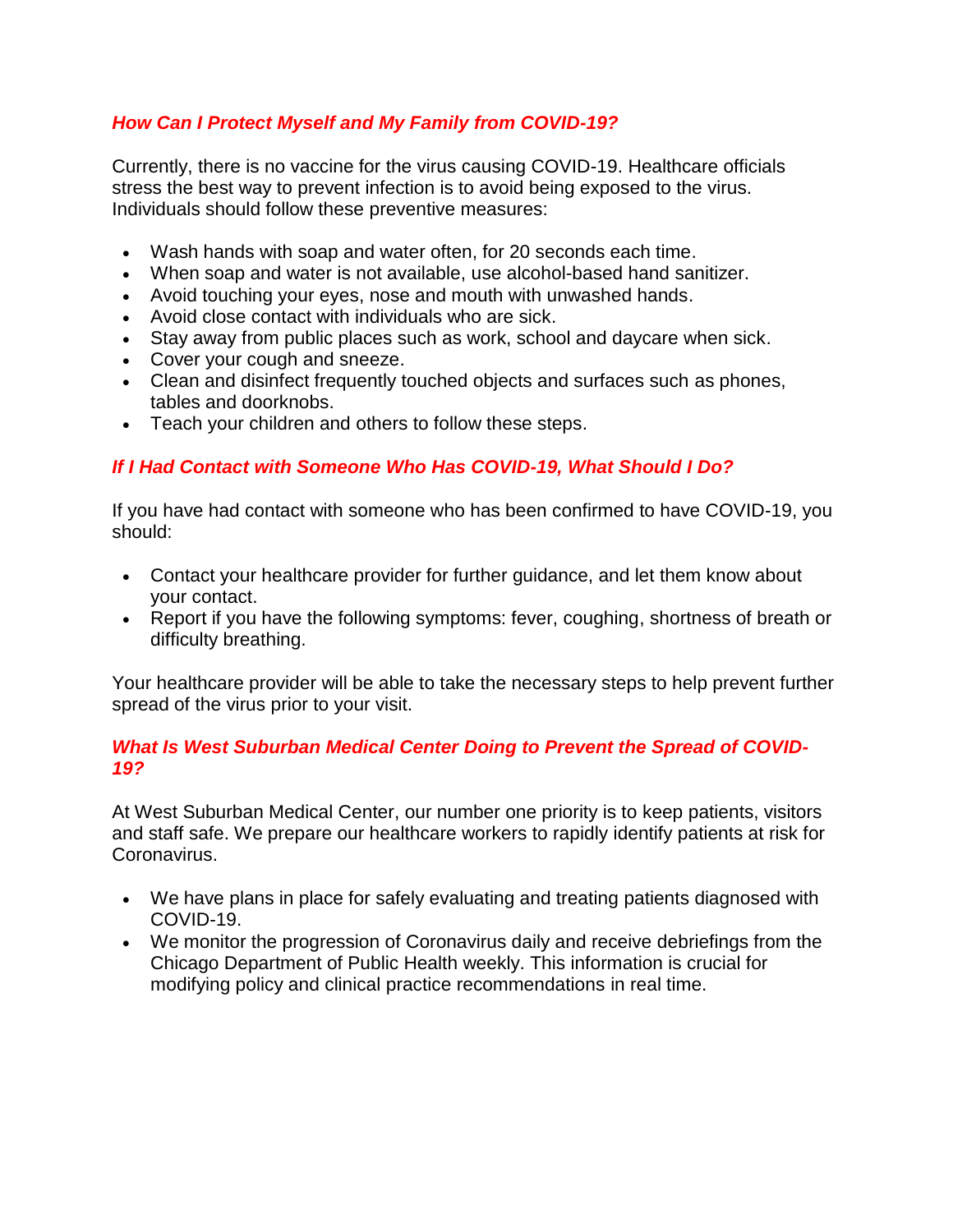### *How Can I Protect Myself and My Family from COVID-19?*

Currently, there is no vaccine for the virus causing COVID-19. Healthcare officials stress the best way to prevent infection is to avoid being exposed to the virus. Individuals should follow these preventive measures:

- Wash hands with soap and water often, for 20 seconds each time.
- When soap and water is not available, use alcohol-based hand sanitizer.
- Avoid touching your eyes, nose and mouth with unwashed hands.
- Avoid close contact with individuals who are sick.
- Stay away from public places such as work, school and daycare when sick.
- Cover your cough and sneeze.
- Clean and disinfect frequently touched objects and surfaces such as phones, tables and doorknobs.
- Teach your children and others to follow these steps.

### *If I Had Contact with Someone Who Has COVID-19, What Should I Do?*

If you have had contact with someone who has been confirmed to have COVID-19, you should:

- Contact your healthcare provider for further guidance, and let them know about your contact.
- Report if you have the following symptoms: fever, coughing, shortness of breath or difficulty breathing.

Your healthcare provider will be able to take the necessary steps to help prevent further spread of the virus prior to your visit.

### *What Is West Suburban Medical Center Doing to Prevent the Spread of COVID-19?*

At West Suburban Medical Center, our number one priority is to keep patients, visitors and staff safe. We prepare our healthcare workers to rapidly identify patients at risk for Coronavirus.

- We have plans in place for safely evaluating and treating patients diagnosed with COVID-19.
- We monitor the progression of Coronavirus daily and receive debriefings from the Chicago Department of Public Health weekly. This information is crucial for modifying policy and clinical practice recommendations in real time.